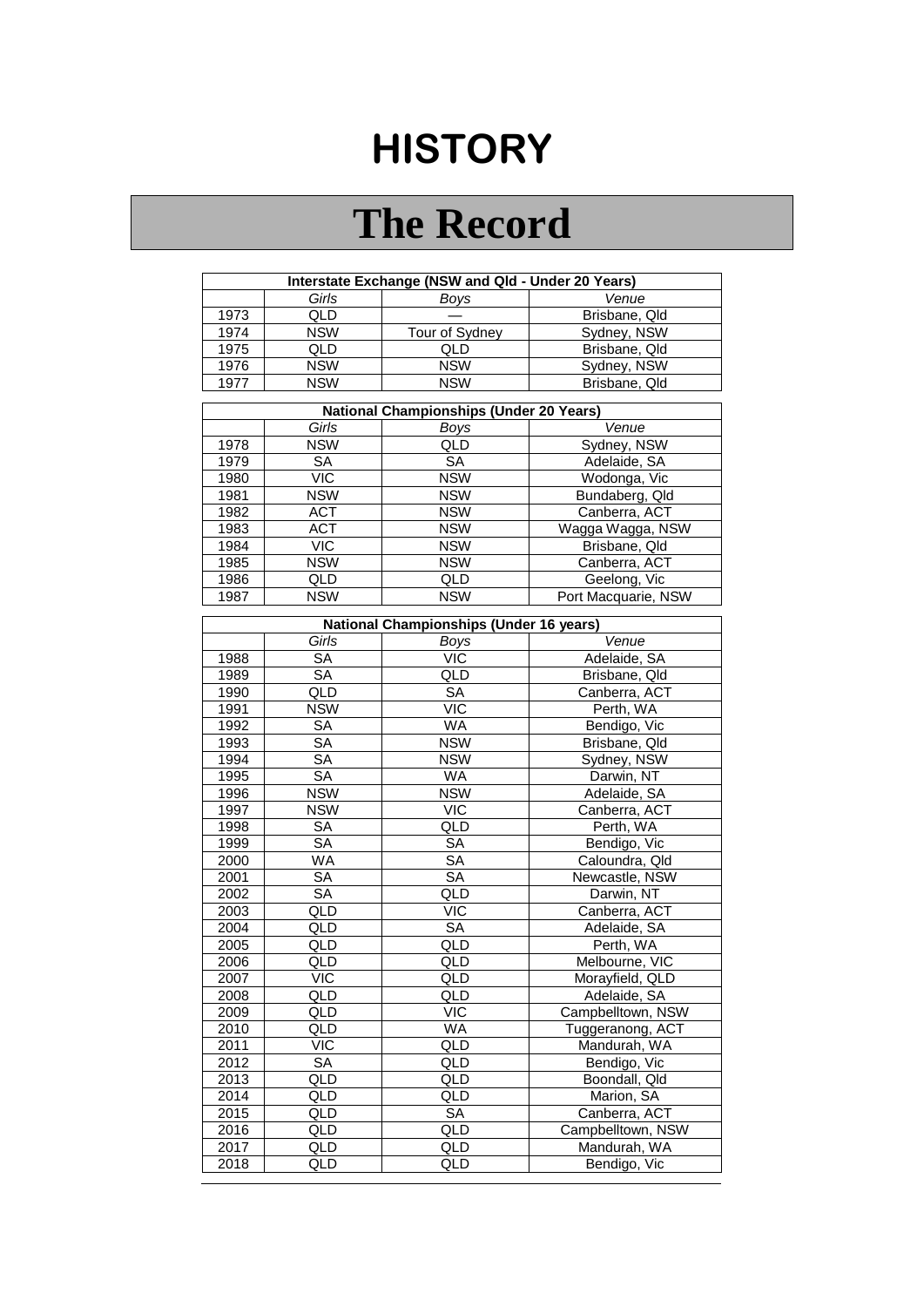# HISTORY

## The Record

| Interstate Exchange (NSW and Qld - Under 20 Years) | | | |
|---|---|---|---|
| | *Girls* | *Boys* | *Venue* |
| 1973 | QLD | — | Brisbane, Qld |
| 1974 | NSW | Tour of Sydney | Sydney, NSW |
| 1975 | QLD | QLD | Brisbane, Qld |
| 1976 | NSW | NSW | Sydney, NSW |
| 1977 | NSW | NSW | Brisbane, Qld |

| National Championships (Under 20 Years) | | | |
|---|---|---|---|
| | *Girls* | *Boys* | *Venue* |
| 1978 | NSW | QLD | Sydney, NSW |
| 1979 | SA | SA | Adelaide, SA |
| 1980 | VIC | NSW | Wodonga, Vic |
| 1981 | NSW | NSW | Bundaberg, Qld |
| 1982 | ACT | NSW | Canberra, ACT |
| 1983 | ACT | NSW | Wagga Wagga, NSW |
| 1984 | VIC | NSW | Brisbane, Qld |
| 1985 | NSW | NSW | Canberra, ACT |
| 1986 | QLD | QLD | Geelong, Vic |
| 1987 | NSW | NSW | Port Macquarie, NSW |

| National Championships (Under 16 years) | | | |
|---|---|---|---|
| | *Girls* | *Boys* | *Venue* |
| 1988 | SA | VIC | Adelaide, SA |
| 1989 | SA | QLD | Brisbane, Qld |
| 1990 | QLD | SA | Canberra, ACT |
| 1991 | NSW | VIC | Perth, WA |
| 1992 | SA | WA | Bendigo, Vic |
| 1993 | SA | NSW | Brisbane, Qld |
| 1994 | SA | NSW | Sydney, NSW |
| 1995 | SA | WA | Darwin, NT |
| 1996 | NSW | NSW | Adelaide, SA |
| 1997 | NSW | VIC | Canberra, ACT |
| 1998 | SA | QLD | Perth, WA |
| 1999 | SA | SA | Bendigo, Vic |
| 2000 | WA | SA | Caloundra, Qld |
| 2001 | SA | SA | Newcastle, NSW |
| 2002 | SA | QLD | Darwin, NT |
| 2003 | QLD | VIC | Canberra, ACT |
| 2004 | QLD | SA | Adelaide, SA |
| 2005 | QLD | QLD | Perth, WA |
| 2006 | QLD | QLD | Melbourne, VIC |
| 2007 | VIC | QLD | Morayfield, QLD |
| 2008 | QLD | QLD | Adelaide, SA |
| 2009 | QLD | VIC | Campbelltown, NSW |
| 2010 | QLD | WA | Tuggeranong, ACT |
| 2011 | VIC | QLD | Mandurah, WA |
| 2012 | SA | QLD | Bendigo, Vic |
| 2013 | QLD | QLD | Boondall, Qld |
| 2014 | QLD | QLD | Marion, SA |
| 2015 | QLD | SA | Canberra, ACT |
| 2016 | QLD | QLD | Campbelltown, NSW |
| 2017 | QLD | QLD | Mandurah, WA |
| 2018 | QLD | QLD | Bendigo, Vic |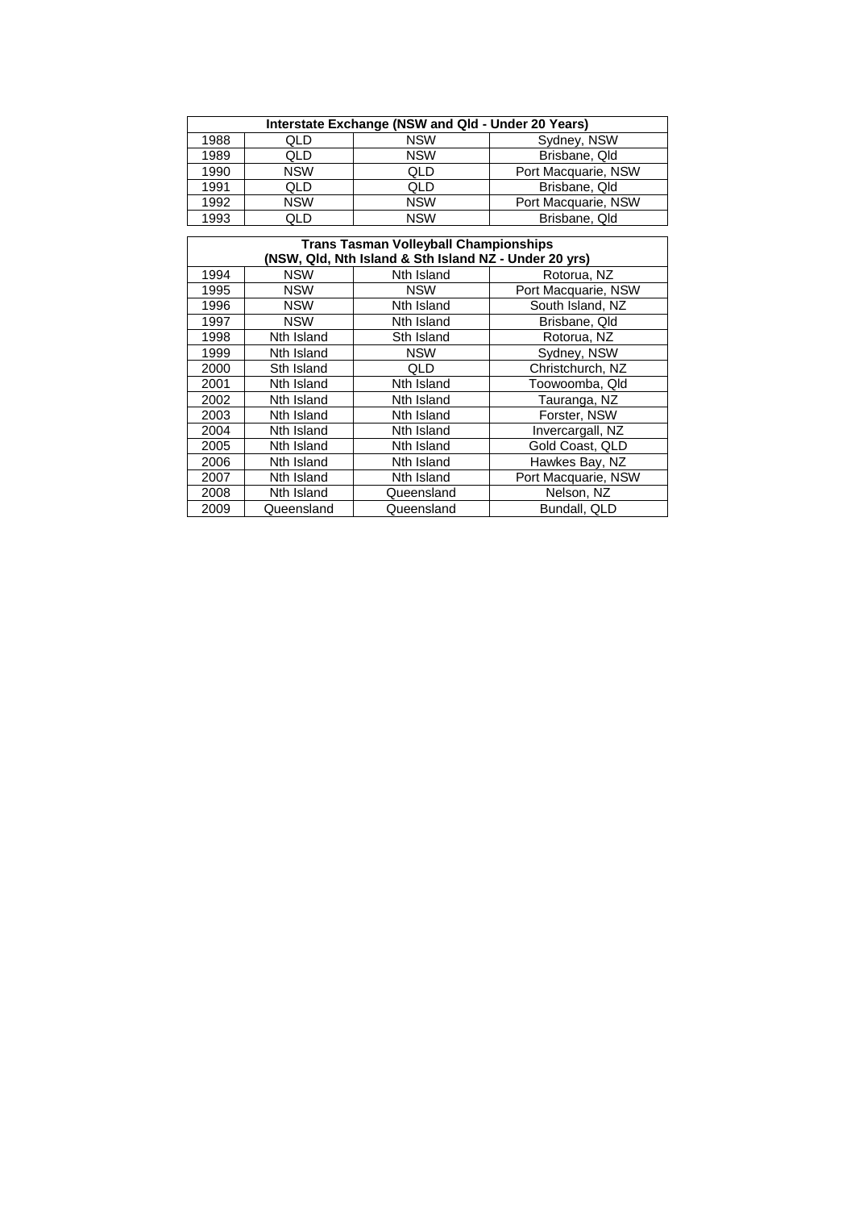| Interstate Exchange (NSW and Qld - Under 20 Years) | | | |
|---|---|---|---|
| 1988 | QLD | NSW | Sydney, NSW |
| 1989 | QLD | NSW | Brisbane, Qld |
| 1990 | NSW | QLD | Port Macquarie, NSW |
| 1991 | QLD | QLD | Brisbane, Qld |
| 1992 | NSW | NSW | Port Macquarie, NSW |
| 1993 | QLD | NSW | Brisbane, Qld |

| Trans Tasman Volleyball Championships (NSW, Qld, Nth Island & Sth Island NZ - Under 20 yrs) | | | |
|---|---|---|---|
| 1994 | NSW | Nth Island | Rotorua, NZ |
| 1995 | NSW | NSW | Port Macquarie, NSW |
| 1996 | NSW | Nth Island | South Island, NZ |
| 1997 | NSW | Nth Island | Brisbane, Qld |
| 1998 | Nth Island | Sth Island | Rotorua, NZ |
| 1999 | Nth Island | NSW | Sydney, NSW |
| 2000 | Sth Island | QLD | Christchurch, NZ |
| 2001 | Nth Island | Nth Island | Toowoomba, Qld |
| 2002 | Nth Island | Nth Island | Tauranga, NZ |
| 2003 | Nth Island | Nth Island | Forster, NSW |
| 2004 | Nth Island | Nth Island | Invercargall, NZ |
| 2005 | Nth Island | Nth Island | Gold Coast, QLD |
| 2006 | Nth Island | Nth Island | Hawkes Bay, NZ |
| 2007 | Nth Island | Nth Island | Port Macquarie, NSW |
| 2008 | Nth Island | Queensland | Nelson, NZ |
| 2009 | Queensland | Queensland | Bundall, QLD |